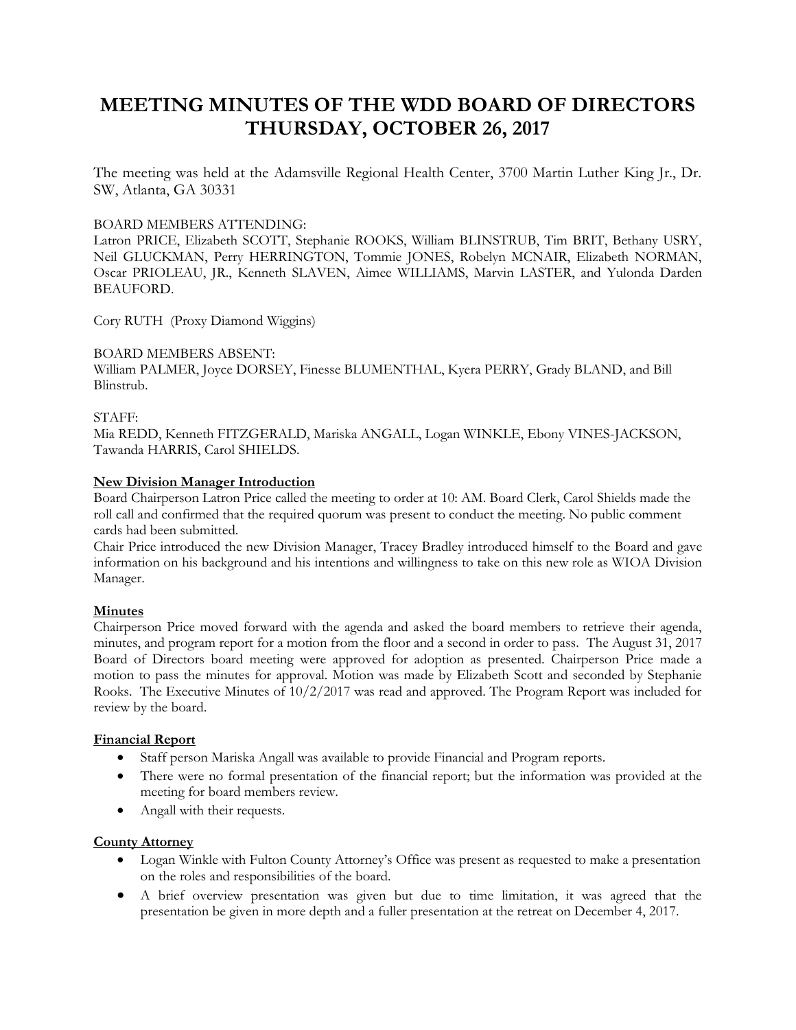# MEETING MINUTES OF THE WDD BOARD OF DIRECTORS THURSDAY, OCTOBER 26, 2017

The meeting was held at the Adamsville Regional Health Center, 3700 Martin Luther King Jr., Dr. SW, Atlanta, GA 30331

BOARD MEMBERS ATTENDING:
Latron PRICE, Elizabeth SCOTT, Stephanie ROOKS, William BLINSTRUB, Tim BRIT, Bethany USRY, Neil GLUCKMAN, Perry HERRINGTON, Tommie JONES, Robelyn MCNAIR, Elizabeth NORMAN, Oscar PRIOLEAU, JR., Kenneth SLAVEN, Aimee WILLIAMS, Marvin LASTER, and Yulonda Darden BEAUFORD.

Cory RUTH (Proxy Diamond Wiggins)

BOARD MEMBERS ABSENT:
William PALMER, Joyce DORSEY, Finesse BLUMENTHAL, Kyera PERRY, Grady BLAND, and Bill Blinstrub.

STAFF:
Mia REDD, Kenneth FITZGERALD, Mariska ANGALL, Logan WINKLE, Ebony VINES-JACKSON, Tawanda HARRIS, Carol SHIELDS.

**New Division Manager Introduction**

Board Chairperson Latron Price called the meeting to order at 10: AM. Board Clerk, Carol Shields made the roll call and confirmed that the required quorum was present to conduct the meeting. No public comment cards had been submitted.

Chair Price introduced the new Division Manager, Tracey Bradley introduced himself to the Board and gave information on his background and his intentions and willingness to take on this new role as WIOA Division Manager.

**Minutes**

Chairperson Price moved forward with the agenda and asked the board members to retrieve their agenda, minutes, and program report for a motion from the floor and a second in order to pass. The August 31, 2017 Board of Directors board meeting were approved for adoption as presented. Chairperson Price made a motion to pass the minutes for approval. Motion was made by Elizabeth Scott and seconded by Stephanie Rooks. The Executive Minutes of 10/2/2017 was read and approved. The Program Report was included for review by the board.

**Financial Report**

- Staff person Mariska Angall was available to provide Financial and Program reports.
- There were no formal presentation of the financial report; but the information was provided at the meeting for board members review.
- Angall with their requests.

**County Attorney**

- Logan Winkle with Fulton County Attorney's Office was present as requested to make a presentation on the roles and responsibilities of the board.
- A brief overview presentation was given but due to time limitation, it was agreed that the presentation be given in more depth and a fuller presentation at the retreat on December 4, 2017.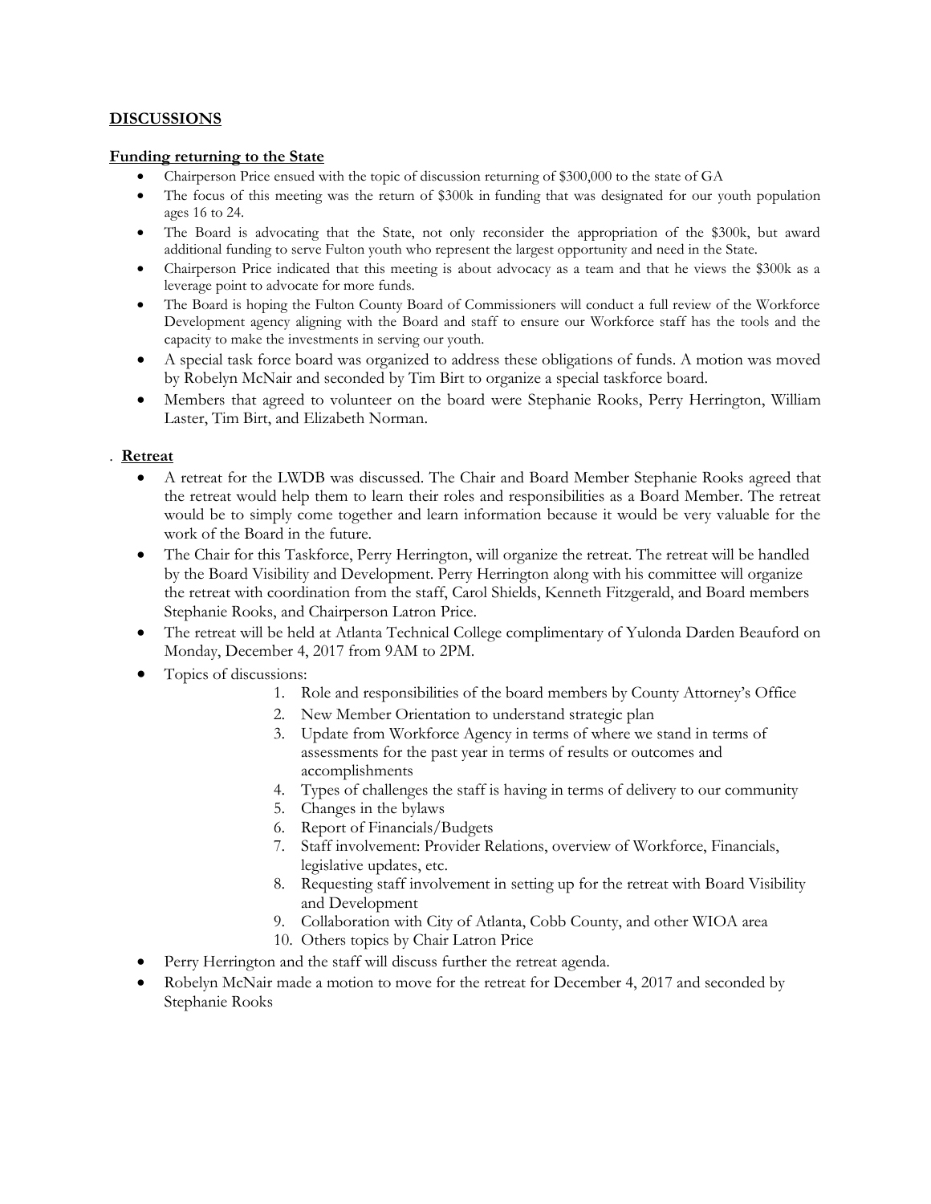## **DISCUSSIONS**

### **Funding returning to the State**

- Chairperson Price ensued with the topic of discussion returning of $300,000 to the state of GA
- The focus of this meeting was the return of $300k in funding that was designated for our youth population ages 16 to 24.
- The Board is advocating that the State, not only reconsider the appropriation of the $300k, but award additional funding to serve Fulton youth who represent the largest opportunity and need in the State.
- Chairperson Price indicated that this meeting is about advocacy as a team and that he views the $300k as a leverage point to advocate for more funds.
- The Board is hoping the Fulton County Board of Commissioners will conduct a full review of the Workforce Development agency aligning with the Board and staff to ensure our Workforce staff has the tools and the capacity to make the investments in serving our youth.
- A special task force board was organized to address these obligations of funds. A motion was moved by Robelyn McNair and seconded by Tim Birt to organize a special taskforce board.
- Members that agreed to volunteer on the board were Stephanie Rooks, Perry Herrington, William Laster, Tim Birt, and Elizabeth Norman.

### . **Retreat**

- A retreat for the LWDB was discussed. The Chair and Board Member Stephanie Rooks agreed that the retreat would help them to learn their roles and responsibilities as a Board Member. The retreat would be to simply come together and learn information because it would be very valuable for the work of the Board in the future.
- The Chair for this Taskforce, Perry Herrington, will organize the retreat. The retreat will be handled by the Board Visibility and Development. Perry Herrington along with his committee will organize the retreat with coordination from the staff, Carol Shields, Kenneth Fitzgerald, and Board members Stephanie Rooks, and Chairperson Latron Price.
- The retreat will be held at Atlanta Technical College complimentary of Yulonda Darden Beauford on Monday, December 4, 2017 from 9AM to 2PM.
- Topics of discussions:
    1. Role and responsibilities of the board members by County Attorney's Office
    2. New Member Orientation to understand strategic plan
    3. Update from Workforce Agency in terms of where we stand in terms of assessments for the past year in terms of results or outcomes and accomplishments
    4. Types of challenges the staff is having in terms of delivery to our community
    5. Changes in the bylaws
    6. Report of Financials/Budgets
    7. Staff involvement: Provider Relations, overview of Workforce, Financials, legislative updates, etc.
    8. Requesting staff involvement in setting up for the retreat with Board Visibility and Development
    9. Collaboration with City of Atlanta, Cobb County, and other WIOA area
    10. Others topics by Chair Latron Price
- Perry Herrington and the staff will discuss further the retreat agenda.
- Robelyn McNair made a motion to move for the retreat for December 4, 2017 and seconded by Stephanie Rooks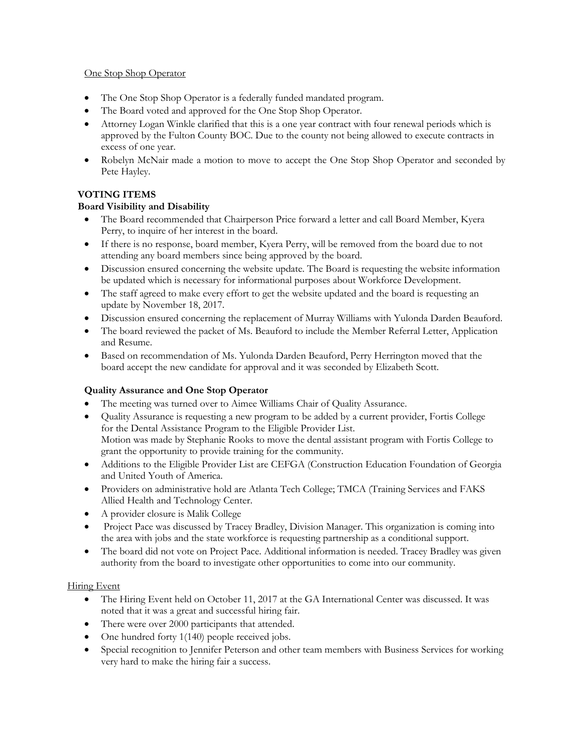One Stop Shop Operator

- The One Stop Shop Operator is a federally funded mandated program.
- The Board voted and approved for the One Stop Shop Operator.
- Attorney Logan Winkle clarified that this is a one year contract with four renewal periods which is approved by the Fulton County BOC. Due to the county not being allowed to execute contracts in excess of one year.
- Robelyn McNair made a motion to move to accept the One Stop Shop Operator and seconded by Pete Hayley.

**VOTING ITEMS**

**Board Visibility and Disability**

- The Board recommended that Chairperson Price forward a letter and call Board Member, Kyera Perry, to inquire of her interest in the board.
- If there is no response, board member, Kyera Perry, will be removed from the board due to not attending any board members since being approved by the board.
- Discussion ensured concerning the website update. The Board is requesting the website information be updated which is necessary for informational purposes about Workforce Development.
- The staff agreed to make every effort to get the website updated and the board is requesting an update by November 18, 2017.
- Discussion ensured concerning the replacement of Murray Williams with Yulonda Darden Beauford.
- The board reviewed the packet of Ms. Beauford to include the Member Referral Letter, Application and Resume.
- Based on recommendation of Ms. Yulonda Darden Beauford, Perry Herrington moved that the board accept the new candidate for approval and it was seconded by Elizabeth Scott.

**Quality Assurance and One Stop Operator**

- The meeting was turned over to Aimee Williams Chair of Quality Assurance.
- Quality Assurance is requesting a new program to be added by a current provider, Fortis College for the Dental Assistance Program to the Eligible Provider List.
  Motion was made by Stephanie Rooks to move the dental assistant program with Fortis College to grant the opportunity to provide training for the community.
- Additions to the Eligible Provider List are CEFGA (Construction Education Foundation of Georgia and United Youth of America.
- Providers on administrative hold are Atlanta Tech College; TMCA (Training Services and FAKS Allied Health and Technology Center.
- A provider closure is Malik College
- Project Pace was discussed by Tracey Bradley, Division Manager. This organization is coming into the area with jobs and the state workforce is requesting partnership as a conditional support.
- The board did not vote on Project Pace. Additional information is needed. Tracey Bradley was given authority from the board to investigate other opportunities to come into our community.

Hiring Event

- The Hiring Event held on October 11, 2017 at the GA International Center was discussed. It was noted that it was a great and successful hiring fair.
- There were over 2000 participants that attended.
- One hundred forty 1(140) people received jobs.
- Special recognition to Jennifer Peterson and other team members with Business Services for working very hard to make the hiring fair a success.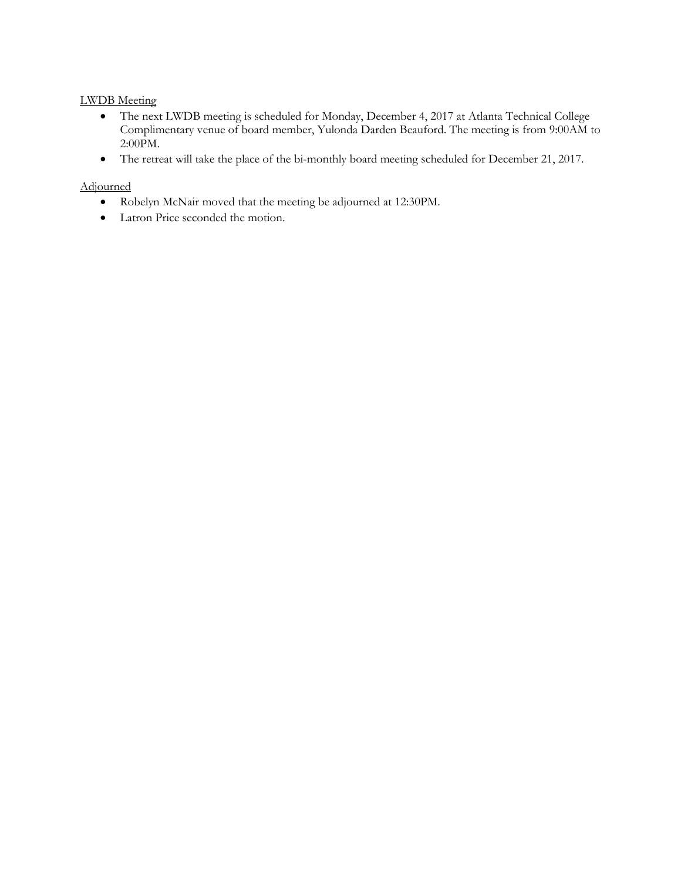<u>LWDB Meeting</u>

- The next LWDB meeting is scheduled for Monday, December 4, 2017 at Atlanta Technical College Complimentary venue of board member, Yulonda Darden Beauford. The meeting is from 9:00AM to 2:00PM.
- The retreat will take the place of the bi-monthly board meeting scheduled for December 21, 2017.

<u>Adjourned</u>

- Robelyn McNair moved that the meeting be adjourned at 12:30PM.
- Latron Price seconded the motion.